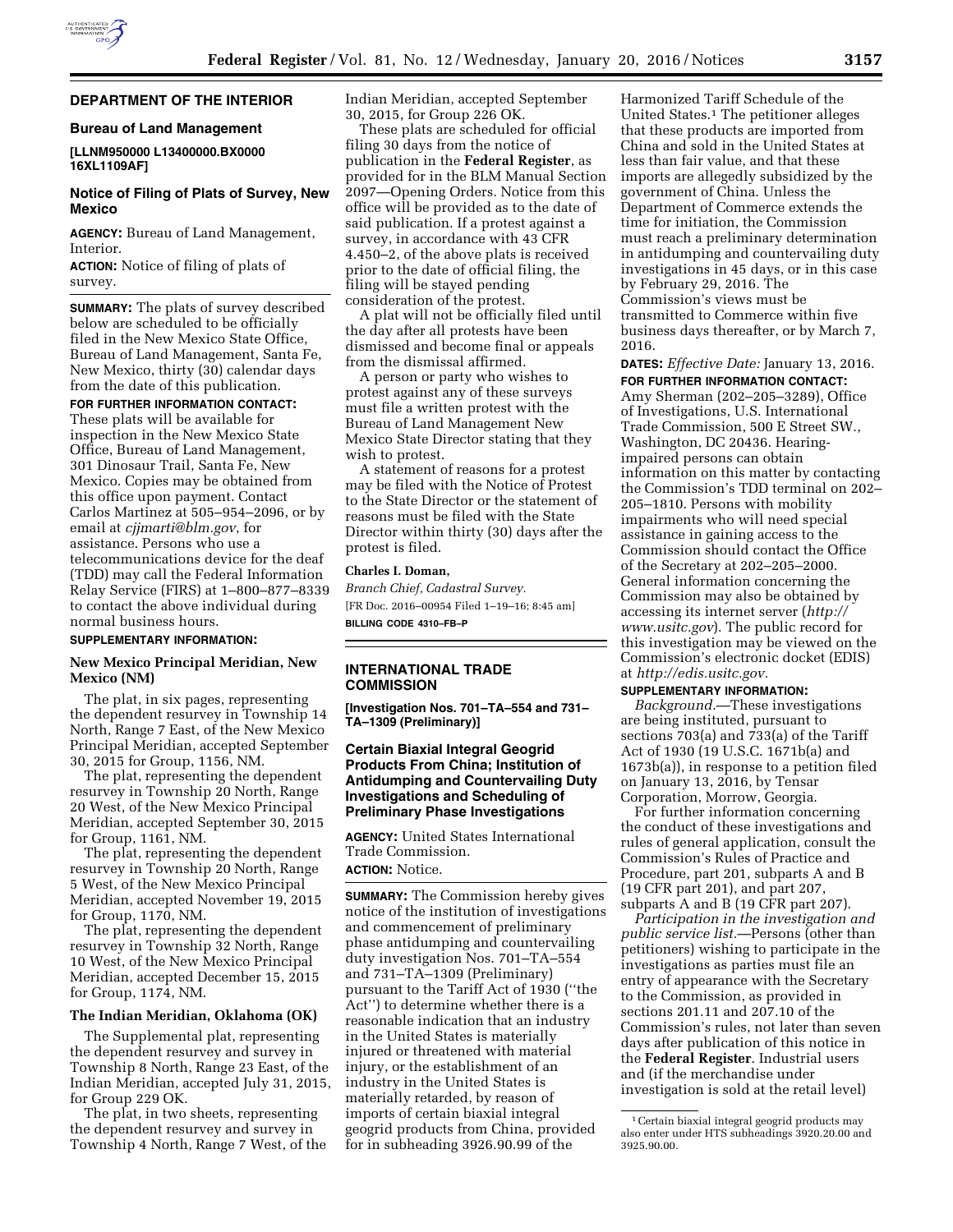## DEPARTMENT OF THE INTERIOR

### Bureau of Land Management

**[LLNM950000 L13400000.BX0000 16XL1109AF]**

### Notice of Filing of Plats of Survey, New Mexico

**AGENCY:** Bureau of Land Management, Interior.

**ACTION:** Notice of filing of plats of survey.

**SUMMARY:** The plats of survey described below are scheduled to be officially filed in the New Mexico State Office, Bureau of Land Management, Santa Fe, New Mexico, thirty (30) calendar days from the date of this publication.

**FOR FURTHER INFORMATION CONTACT:** These plats will be available for inspection in the New Mexico State Office, Bureau of Land Management, 301 Dinosaur Trail, Santa Fe, New Mexico. Copies may be obtained from this office upon payment. Contact Carlos Martinez at 505–954–2096, or by email at *cjjmarti@blm.gov*, for assistance. Persons who use a telecommunications device for the deaf (TDD) may call the Federal Information Relay Service (FIRS) at 1–800–877–8339 to contact the above individual during normal business hours.

**SUPPLEMENTARY INFORMATION:**

#### New Mexico Principal Meridian, New Mexico (NM)

The plat, in six pages, representing the dependent resurvey in Township 14 North, Range 7 East, of the New Mexico Principal Meridian, accepted September 30, 2015 for Group, 1156, NM.

The plat, representing the dependent resurvey in Township 20 North, Range 20 West, of the New Mexico Principal Meridian, accepted September 30, 2015 for Group, 1161, NM.

The plat, representing the dependent resurvey in Township 20 North, Range 5 West, of the New Mexico Principal Meridian, accepted November 19, 2015 for Group, 1170, NM.

The plat, representing the dependent resurvey in Township 32 North, Range 10 West, of the New Mexico Principal Meridian, accepted December 15, 2015 for Group, 1174, NM.

#### The Indian Meridian, Oklahoma (OK)

The Supplemental plat, representing the dependent resurvey and survey in Township 8 North, Range 23 East, of the Indian Meridian, accepted July 31, 2015, for Group 229 OK.

The plat, in two sheets, representing the dependent resurvey and survey in Township 4 North, Range 7 West, of the Indian Meridian, accepted September 30, 2015, for Group 226 OK.

These plats are scheduled for official filing 30 days from the notice of publication in the **Federal Register**, as provided for in the BLM Manual Section 2097—Opening Orders. Notice from this office will be provided as to the date of said publication. If a protest against a survey, in accordance with 43 CFR 4.450–2, of the above plats is received prior to the date of official filing, the filing will be stayed pending consideration of the protest.

A plat will not be officially filed until the day after all protests have been dismissed and become final or appeals from the dismissal affirmed.

A person or party who wishes to protest against any of these surveys must file a written protest with the Bureau of Land Management New Mexico State Director stating that they wish to protest.

A statement of reasons for a protest may be filed with the Notice of Protest to the State Director or the statement of reasons must be filed with the State Director within thirty (30) days after the protest is filed.

**Charles I. Doman,**

*Branch Chief, Cadastral Survey.*

[FR Doc. 2016–00954 Filed 1–19–16; 8:45 am]

**BILLING CODE 4310–FB–P**

## INTERNATIONAL TRADE COMMISSION

**[Investigation Nos. 701–TA–554 and 731–TA–1309 (Preliminary)]**

### Certain Biaxial Integral Geogrid Products From China; Institution of Antidumping and Countervailing Duty Investigations and Scheduling of Preliminary Phase Investigations

**AGENCY:** United States International Trade Commission.

**ACTION:** Notice.

**SUMMARY:** The Commission hereby gives notice of the institution of investigations and commencement of preliminary phase antidumping and countervailing duty investigation Nos. 701–TA–554 and 731–TA–1309 (Preliminary) pursuant to the Tariff Act of 1930 (''the Act'') to determine whether there is a reasonable indication that an industry in the United States is materially injured or threatened with material injury, or the establishment of an industry in the United States is materially retarded, by reason of imports of certain biaxial integral geogrid products from China, provided for in subheading 3926.90.99 of the Harmonized Tariff Schedule of the United States.[1] The petitioner alleges that these products are imported from China and sold in the United States at less than fair value, and that these imports are allegedly subsidized by the government of China. Unless the Department of Commerce extends the time for initiation, the Commission must reach a preliminary determination in antidumping and countervailing duty investigations in 45 days, or in this case by February 29, 2016. The Commission's views must be transmitted to Commerce within five business days thereafter, or by March 7, 2016.

**DATES:** *Effective Date:* January 13, 2016.

**FOR FURTHER INFORMATION CONTACT:** Amy Sherman (202–205–3289), Office of Investigations, U.S. International Trade Commission, 500 E Street SW., Washington, DC 20436. Hearing-impaired persons can obtain information on this matter by contacting the Commission's TDD terminal on 202–205–1810. Persons with mobility impairments who will need special assistance in gaining access to the Commission should contact the Office of the Secretary at 202–205–2000. General information concerning the Commission may also be obtained by accessing its internet server (*http://www.usitc.gov*). The public record for this investigation may be viewed on the Commission's electronic docket (EDIS) at *http://edis.usitc.gov.*

**SUPPLEMENTARY INFORMATION:**

*Background.*—These investigations are being instituted, pursuant to sections 703(a) and 733(a) of the Tariff Act of 1930 (19 U.S.C. 1671b(a) and 1673b(a)), in response to a petition filed on January 13, 2016, by Tensar Corporation, Morrow, Georgia.

For further information concerning the conduct of these investigations and rules of general application, consult the Commission's Rules of Practice and Procedure, part 201, subparts A and B (19 CFR part 201), and part 207, subparts A and B (19 CFR part 207).

*Participation in the investigation and public service list.*—Persons (other than petitioners) wishing to participate in the investigations as parties must file an entry of appearance with the Secretary to the Commission, as provided in sections 201.11 and 207.10 of the Commission's rules, not later than seven days after publication of this notice in the **Federal Register**. Industrial users and (if the merchandise under investigation is sold at the retail level)

[1] Certain biaxial integral geogrid products may also enter under HTS subheadings 3920.20.00 and 3925.90.00.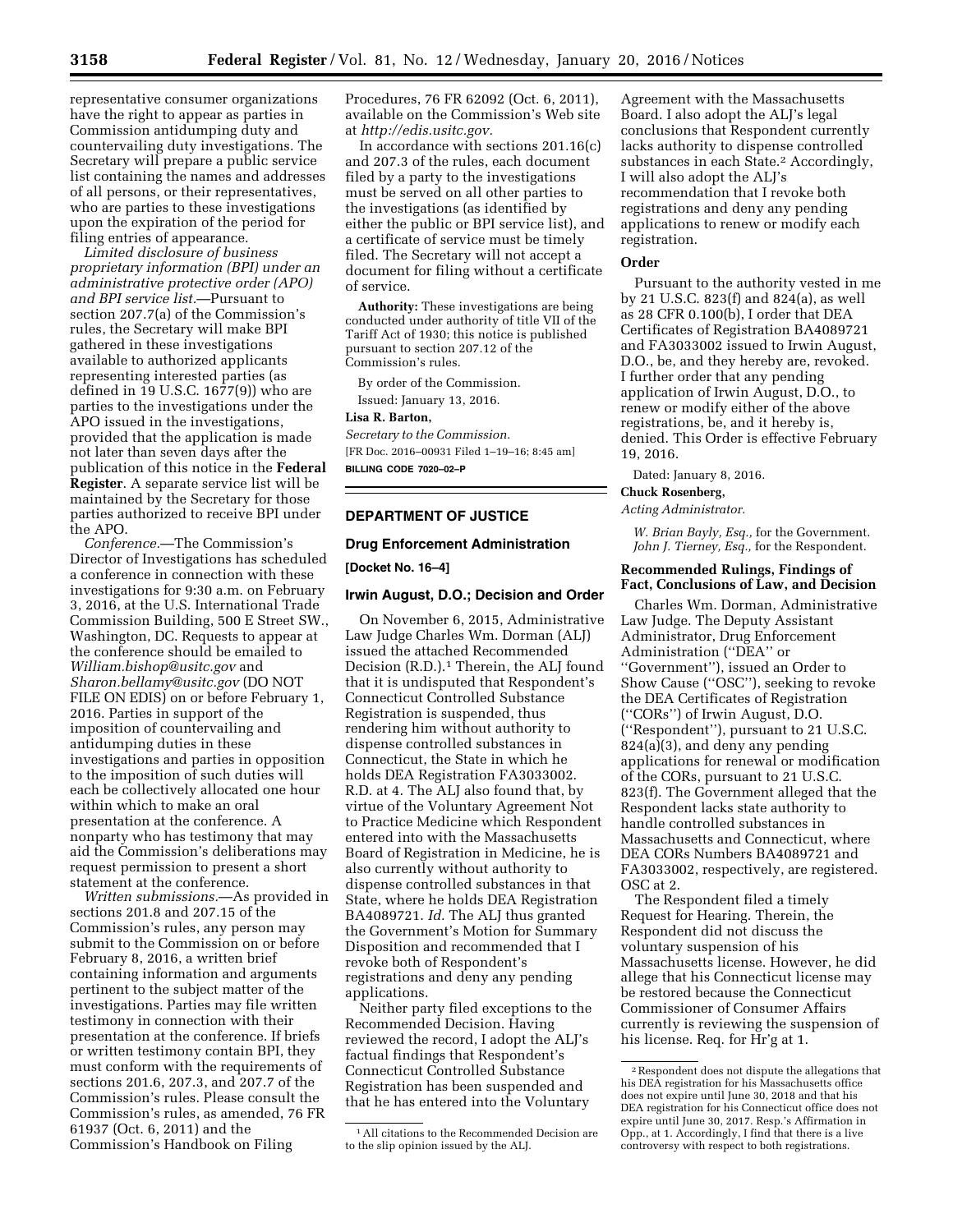representative consumer organizations have the right to appear as parties in Commission antidumping duty and countervailing duty investigations. The Secretary will prepare a public service list containing the names and addresses of all persons, or their representatives, who are parties to these investigations upon the expiration of the period for filing entries of appearance.

*Limited disclosure of business proprietary information (BPI) under an administrative protective order (APO) and BPI service list.*—Pursuant to section 207.7(a) of the Commission's rules, the Secretary will make BPI gathered in these investigations available to authorized applicants representing interested parties (as defined in 19 U.S.C. 1677(9)) who are parties to the investigations under the APO issued in the investigations, provided that the application is made not later than seven days after the publication of this notice in the **Federal Register**. A separate service list will be maintained by the Secretary for those parties authorized to receive BPI under the APO.

*Conference.*—The Commission's Director of Investigations has scheduled a conference in connection with these investigations for 9:30 a.m. on February 3, 2016, at the U.S. International Trade Commission Building, 500 E Street SW., Washington, DC. Requests to appear at the conference should be emailed to *William.bishop@usitc.gov* and *Sharon.bellamy@usitc.gov* (DO NOT FILE ON EDIS) on or before February 1, 2016. Parties in support of the imposition of countervailing and antidumping duties in these investigations and parties in opposition to the imposition of such duties will each be collectively allocated one hour within which to make an oral presentation at the conference. A nonparty who has testimony that may aid the Commission's deliberations may request permission to present a short statement at the conference.

*Written submissions.*—As provided in sections 201.8 and 207.15 of the Commission's rules, any person may submit to the Commission on or before February 8, 2016, a written brief containing information and arguments pertinent to the subject matter of the investigations. Parties may file written testimony in connection with their presentation at the conference. If briefs or written testimony contain BPI, they must conform with the requirements of sections 201.6, 207.3, and 207.7 of the Commission's rules. Please consult the Commission's rules, as amended, 76 FR 61937 (Oct. 6, 2011) and the Commission's Handbook on Filing Procedures, 76 FR 62092 (Oct. 6, 2011), available on the Commission's Web site at *http://edis.usitc.gov.*

In accordance with sections 201.16(c) and 207.3 of the rules, each document filed by a party to the investigations must be served on all other parties to the investigations (as identified by either the public or BPI service list), and a certificate of service must be timely filed. The Secretary will not accept a document for filing without a certificate of service.

**Authority:** These investigations are being conducted under authority of title VII of the Tariff Act of 1930; this notice is published pursuant to section 207.12 of the Commission's rules.

By order of the Commission.

Issued: January 13, 2016.

**Lisa R. Barton,**

*Secretary to the Commission.*

[FR Doc. 2016–00931 Filed 1–19–16; 8:45 am]

**BILLING CODE 7020–02–P**

## DEPARTMENT OF JUSTICE

### Drug Enforcement Administration

**[Docket No. 16–4]**

### Irwin August, D.O.; Decision and Order

On November 6, 2015, Administrative Law Judge Charles Wm. Dorman (ALJ) issued the attached Recommended Decision (R.D.).[1] Therein, the ALJ found that it is undisputed that Respondent's Connecticut Controlled Substance Registration is suspended, thus rendering him without authority to dispense controlled substances in Connecticut, the State in which he holds DEA Registration FA3033002. R.D. at 4. The ALJ also found that, by virtue of the Voluntary Agreement Not to Practice Medicine which Respondent entered into with the Massachusetts Board of Registration in Medicine, he is also currently without authority to dispense controlled substances in that State, where he holds DEA Registration BA4089721. *Id.* The ALJ thus granted the Government's Motion for Summary Disposition and recommended that I revoke both of Respondent's registrations and deny any pending applications.

Neither party filed exceptions to the Recommended Decision. Having reviewed the record, I adopt the ALJ's factual findings that Respondent's Connecticut Controlled Substance Registration has been suspended and that he has entered into the Voluntary Agreement with the Massachusetts Board. I also adopt the ALJ's legal conclusions that Respondent currently lacks authority to dispense controlled substances in each State.[2] Accordingly, I will also adopt the ALJ's recommendation that I revoke both registrations and deny any pending applications to renew or modify each registration.

#### Order

Pursuant to the authority vested in me by 21 U.S.C. 823(f) and 824(a), as well as 28 CFR 0.100(b), I order that DEA Certificates of Registration BA4089721 and FA3033002 issued to Irwin August, D.O., be, and they hereby are, revoked. I further order that any pending application of Irwin August, D.O., to renew or modify either of the above registrations, be, and it hereby is, denied. This Order is effective February 19, 2016.

Dated: January 8, 2016.

**Chuck Rosenberg,**

*Acting Administrator.*

*W. Brian Bayly, Esq.,* for the Government.
*John J. Tierney, Esq.,* for the Respondent.

#### Recommended Rulings, Findings of Fact, Conclusions of Law, and Decision

Charles Wm. Dorman, Administrative Law Judge. The Deputy Assistant Administrator, Drug Enforcement Administration (''DEA'' or ''Government''), issued an Order to Show Cause (''OSC''), seeking to revoke the DEA Certificates of Registration (''CORs'') of Irwin August, D.O. (''Respondent''), pursuant to 21 U.S.C. 824(a)(3), and deny any pending applications for renewal or modification of the CORs, pursuant to 21 U.S.C. 823(f). The Government alleged that the Respondent lacks state authority to handle controlled substances in Massachusetts and Connecticut, where DEA CORs Numbers BA4089721 and FA3033002, respectively, are registered. OSC at 2.

The Respondent filed a timely Request for Hearing. Therein, the Respondent did not discuss the voluntary suspension of his Massachusetts license. However, he did allege that his Connecticut license may be restored because the Connecticut Commissioner of Consumer Affairs currently is reviewing the suspension of his license. Req. for Hr'g at 1.

---

[1] All citations to the Recommended Decision are to the slip opinion issued by the ALJ.

[2] Respondent does not dispute the allegations that his DEA registration for his Massachusetts office does not expire until June 30, 2018 and that his DEA registration for his Connecticut office does not expire until June 30, 2017. Resp.'s Affirmation in Opp., at 1. Accordingly, I find that there is a live controversy with respect to both registrations.